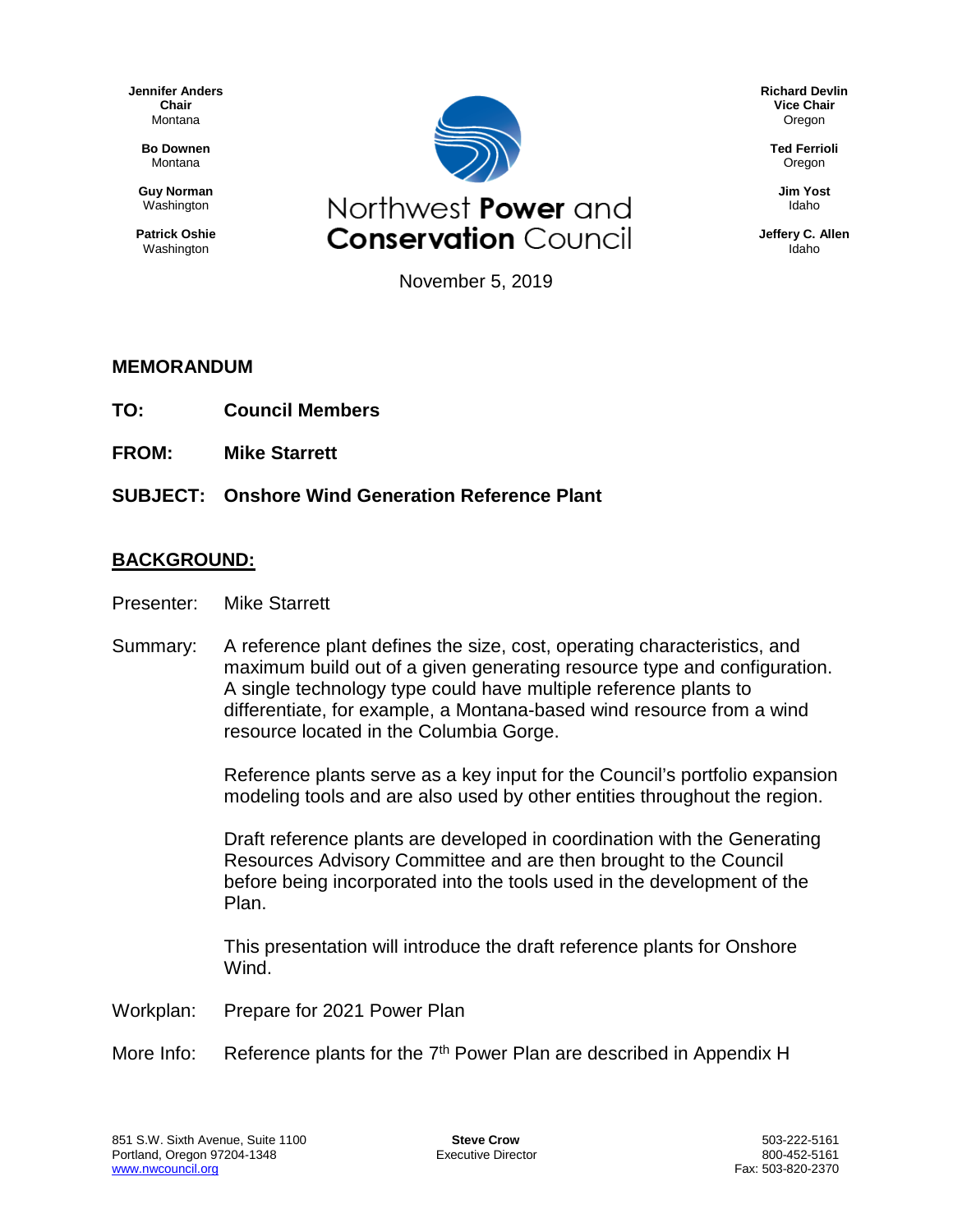Jennifer Anders
**Chair**
Montana

**Bo Downen**
Montana

**Guy Norman**
Washington

**Patrick Oshie**
Washington

Northwest **Power** and
**Conservation** Council

**Richard Devlin**
**Vice Chair**
Oregon

**Ted Ferrioli**
Oregon

**Jim Yost**
Idaho

**Jeffery C. Allen**
Idaho

November 5, 2019

## MEMORANDUM

**TO:** **Council Members**

**FROM:** **Mike Starrett**

**SUBJECT: Onshore Wind Generation Reference Plant**

## BACKGROUND:

Presenter: Mike Starrett

Summary: A reference plant defines the size, cost, operating characteristics, and maximum build out of a given generating resource type and configuration. A single technology type could have multiple reference plants to differentiate, for example, a Montana-based wind resource from a wind resource located in the Columbia Gorge.

Reference plants serve as a key input for the Council's portfolio expansion modeling tools and are also used by other entities throughout the region.

Draft reference plants are developed in coordination with the Generating Resources Advisory Committee and are then brought to the Council before being incorporated into the tools used in the development of the Plan.

This presentation will introduce the draft reference plants for Onshore Wind.

Workplan: Prepare for 2021 Power Plan

More Info: Reference plants for the 7th Power Plan are described in Appendix H

851 S.W. Sixth Avenue, Suite 1100
Portland, Oregon 97204-1348
www.nwcouncil.org

**Steve Crow**
Executive Director

503-222-5161
800-452-5161
Fax: 503-820-2370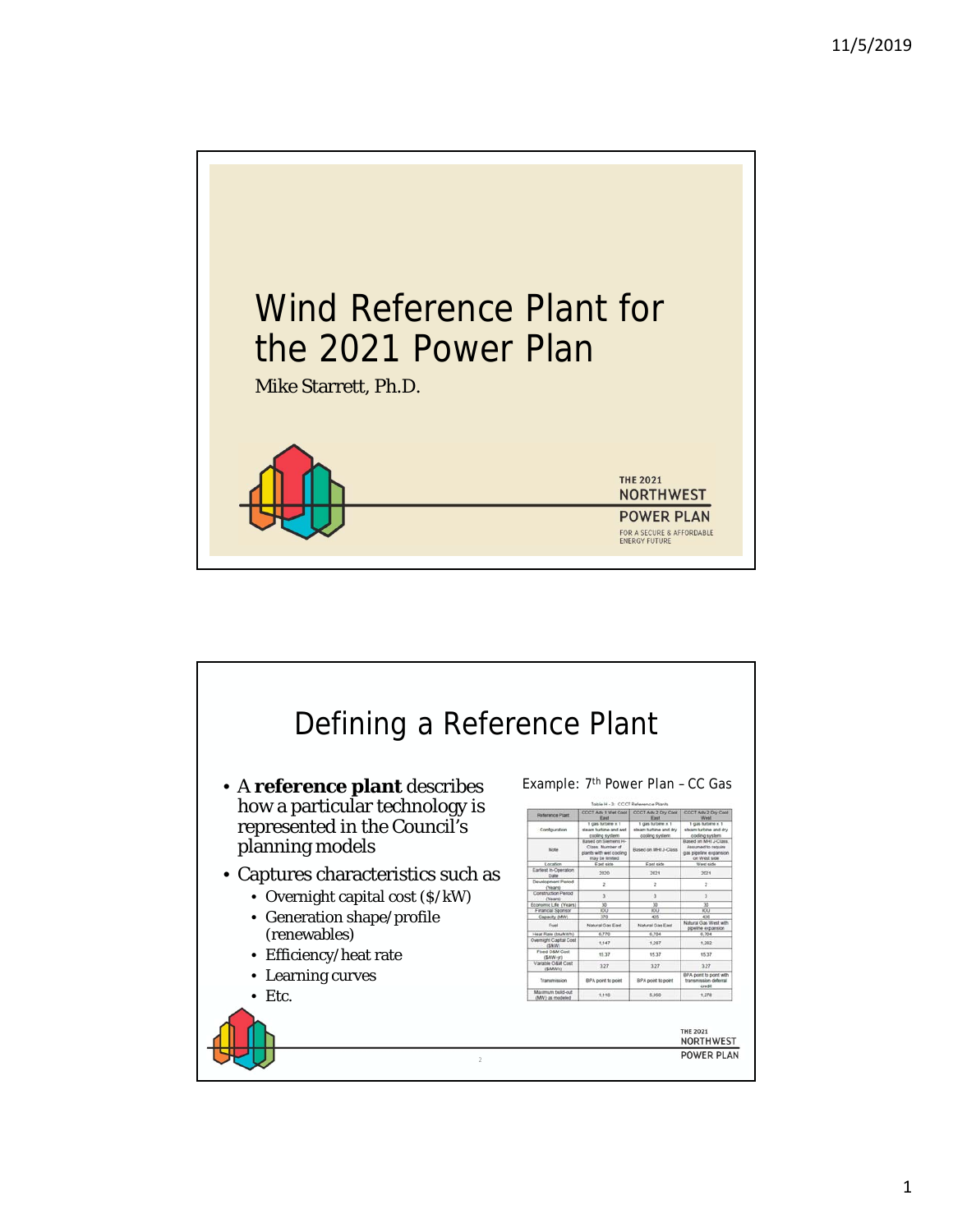# Wind Reference Plant for the 2021 Power Plan

Mike Starrett, Ph.D.

THE 2021 NORTHWEST POWER PLAN

FOR A SECURE & AFFORDABLE ENERGY FUTURE

## Defining a Reference Plant

- A **reference plant** describes how a particular technology is represented in the Council's planning models
- Captures characteristics such as
  - Overnight capital cost ($/kW)
  - Generation shape/profile (renewables)
  - Efficiency/heat rate
  - Learning curves
  - Etc.

Example: 7th Power Plan – CC Gas

Table H - 3: CCCT Reference Plants

| Reference Plant | CCCT Adv 1 Wet Cool East | CCCT Adv 2 Dry Cool East | CCCT Adv 2 Dry Cool West |
|---|---|---|---|
| Configuration | 1 gas turbine x 1 steam turbine and wet cooling system | 1 gas turbine x 1 steam turbine and dry cooling system | 1 gas turbine x 1 steam turbine and dry cooling system |
| Note | Based on Siemens H-Class. Number of plants with wet cooling may be limited | Based on MHI J-Class | Based on MHI J-Class. Assumed to require gas pipeline expansion on West side |
| Location | East side | East side | West side |
| Earliest In-Operation Date | 2020 | 2021 | 2021 |
| Development Period (Years) | 2 | 2 | 2 |
| Construction Period (Years) | 3 | 3 | 3 |
| Economic Life (Years) | 30 | 30 | 30 |
| Financial Sponsor | IOU | IOU | IOU |
| Capacity (MW) | 370 | 405 | 405 |
| Fuel | Natural Gas East | Natural Gas East | Natural Gas West with pipeline expansion |
| Heat Rate (btu/kWh) | 6,770 | 6,704 | 6,704 |
| Overnight Capital Cost ($/kW) | 1,147 | 1,267 | 1,262 |
| Fixed O&M Cost ($/kW-yr) | 15.37 | 15.37 | 15.37 |
| Variable O&M Cost ($/MWh) | 3.27 | 3.27 | 3.27 |
| Transmission | BPA point to point | BPA point to point | BPA point to point with transmission deferral credit |
| Maximum build-out (MW) as modeled | 1,110 | 8,450 | 1,270 |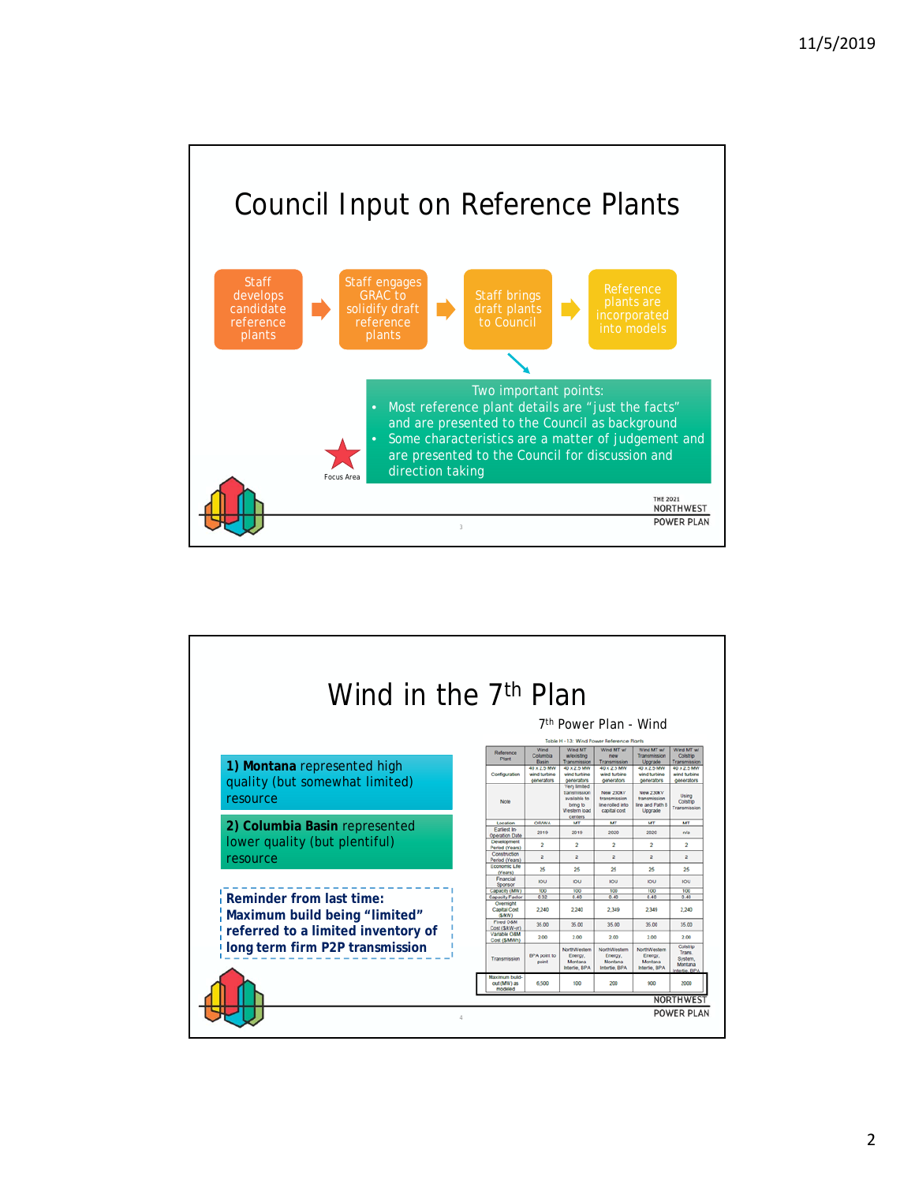# Council Input on Reference Plants

Staff develops candidate reference plants → Staff engages GRAC to solidify draft reference plants → Staff brings draft plants to Council → Reference plants are incorporated into models

Two important points:

- Most reference plant details are "just the facts" and are presented to the Council as background
- Some characteristics are a matter of judgement and are presented to the Council for discussion and direction taking

Focus Area

THE 2021 NORTHWEST POWER PLAN

# Wind in the 7th Plan

**1) Montana** represented high quality (but somewhat limited) resource

**2) Columbia Basin** represented lower quality (but plentiful) resource

**Reminder from last time: Maximum build being "limited" referred to a limited inventory of long term firm P2P transmission**

7th Power Plan - Wind

Table H-13: Wind Power Reference Plants

| Reference Plant | Wind Columbia Basin | Wind MT w/existing Transmission | Wind MT w/ new Transmission | Wind MT w/ Transmission Upgrade | Wind MT w/ Colstrip Transmission |
|---|---|---|---|---|---|
| Configuration | 40 x 2.5 MW wind turbine generators | 40 x 2.5 MW wind turbine generators | 40 x 2.5 MW wind turbine generators | 40 x 2.5 MW wind turbine generators | 40 x 2.5 MW wind turbine generators |
| Note | | Very limited transmission available to bring to Western load centers | New 230kV transmission line rolled into capital cost | New 230kV transmission line and Path 8 Upgrade | Using Colstrip Transmission |
| Location | OR/WA | MT | MT | MT | MT |
| Earliest In-Operation Date | 2019 | 2019 | 2020 | 2020 | n/a |
| Development Period (Years) | 2 | 2 | 2 | 2 | 2 |
| Construction Period (Years) | 2 | 2 | 2 | 2 | 2 |
| Economic Life (Years) | 25 | 25 | 25 | 25 | 25 |
| Financial Sponsor | IOU | IOU | IOU | IOU | IOU |
| Capacity (MW) | 100 | 100 | 100 | 100 | 100 |
| Capacity Factor | 0.32 | 0.40 | 0.40 | 0.40 | 0.40 |
| Overnight Capital Cost ($/kW) | 2,240 | 2,240 | 2,349 | 2,349 | 2,240 |
| Fixed O&M Cost ($/kW-yr) | 35.00 | 35.00 | 35.00 | 35.00 | 35.00 |
| Variable O&M Cost ($/MWh) | 2.00 | 2.00 | 2.00 | 2.00 | 2.00 |
| Transmission | BPA point to point | NorthWestern Energy, Montana Intertie, BPA | NorthWestern Energy, Montana Intertie, BPA | NorthWestern Energy, Montana Intertie, BPA | Colstrip Trans. System, Montana Intertie, BPA |
| Maximum build-out (MW) as modeled | 6,500 | 100 | 200 | 900 | 2000 |

NORTHWEST POWER PLAN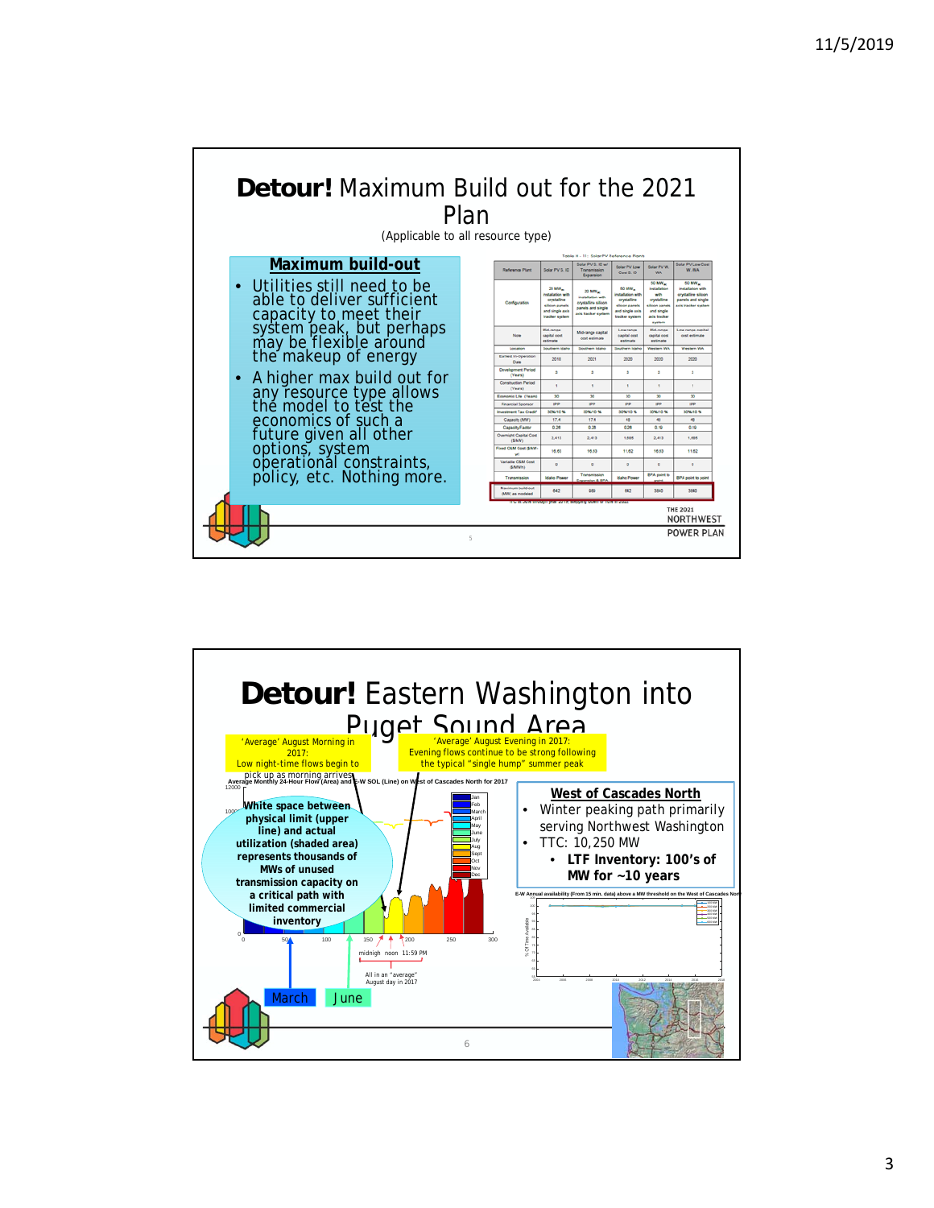## Detour! Maximum Build out for the 2021 Plan

(Applicable to all resource type)

### Maximum build-out

- Utilities still need to be able to deliver sufficient capacity to meet their system peak, but perhaps may be flexible around the makeup of energy
- A higher max build out for any resource type allows the model to test the economics of such a future given all other options, system operational constraints, policy, etc. Nothing more.

Table II - 11: Solar PV Reference Plants

| Reference Plant | Solar PV S. ID | Solar PV S. ID w/ Transmission Expansion | Solar PV Low Cost S. ID | Solar PV W. WA | Solar PV Low Cost W. WA |
|---|---|---|---|---|---|
| Configuration | 20 MW installation with crystalline silicon panels and single axis tracker system | 20 MW installation with crystalline silicon panels and single axis tracker system | 50 MW installation with crystalline silicon panels and single axis tracker system | 50 MW installation with crystalline silicon panels and single axis tracker system | 50 MW installation with crystalline silicon panels and single axis tracker system |
| Note | Mid-range capital cost estimate | Mid-range capital cost estimate | Low-range capital cost estimate | Mid-range capital cost estimate | Low-range capital cost estimate |
| Location | Southern Idaho | Southern Idaho | Southern Idaho | Western WA | Western WA |
| Earliest in-operation Date | 2018 | 2021 | 2020 | 2020 | 2020 |
| Development Period (Years) | 2 | 3 | 2 | 2 | 2 |
| Construction Period (Years) | 1 | 1 | 1 | 1 | 1 |
| Economic Life (Years) | 30 | 30 | 30 | 30 | 30 |
| Financial Sponsor | IPP | IPP | IPP | IPP | IPP |
| Investment Tax Credit* | 30%/10 % | 30%/10 % | 30%/10 % | 30%/10 % | 30%/10 % |
| Capacity (MW) | 17.4 | 17.4 | 48 | 41 | 48 |
| Capacity Factor | 0.26 | 0.26 | 0.26 | 0.19 | 0.19 |
| Overnight Capital Cost ($/kW) | 2,411 | 2,413 | 1,585 | 2,413 | 1,585 |
| Fixed O&M Cost ($/kW-yr) | 16.93 | 16.93 | 11.62 | 16.93 | 11.62 |
| Variable O&M Cost ($/MWh) | 0 | 0 | 0 | 0 | 0 |
| Transmission | Idaho Power | Transmission Expansion & BPA | Idaho Power | BPA point to point | BPA point to point |
| Maximum build-out (MW) as modeled | 842 | 989 | 842 | 3840 | 3840 |

*ITC is 30% through year 2019, stepping down to 10% in 2022

---

## Detour! Eastern Washington into Puget Sound Area

'Average' August Morning in 2017: Low night-time flows begin to pick up as morning arrives

'Average' August Evening in 2017: Evening flows continue to be strong following the typical "single hump" summer peak

Average Monthly 24-Hour Flow (Area) and E-W SOL (Line) on West of Cascades North for 2017

White space between physical limit (upper line) and actual utilization (shaded area) represents thousands of MWs of unused transmission capacity on a critical path with limited commercial inventory

midnight noon 11:59 PM

All in an "average" August day in 2017

March June

### West of Cascades North

- Winter peaking path primarily serving Northwest Washington
- TTC: 10,250 MW
  - **LTF Inventory: 100's of MW for ~10 years**

E-W Annual availability (From 15 min. data) above a MW threshold on the West of Cascades North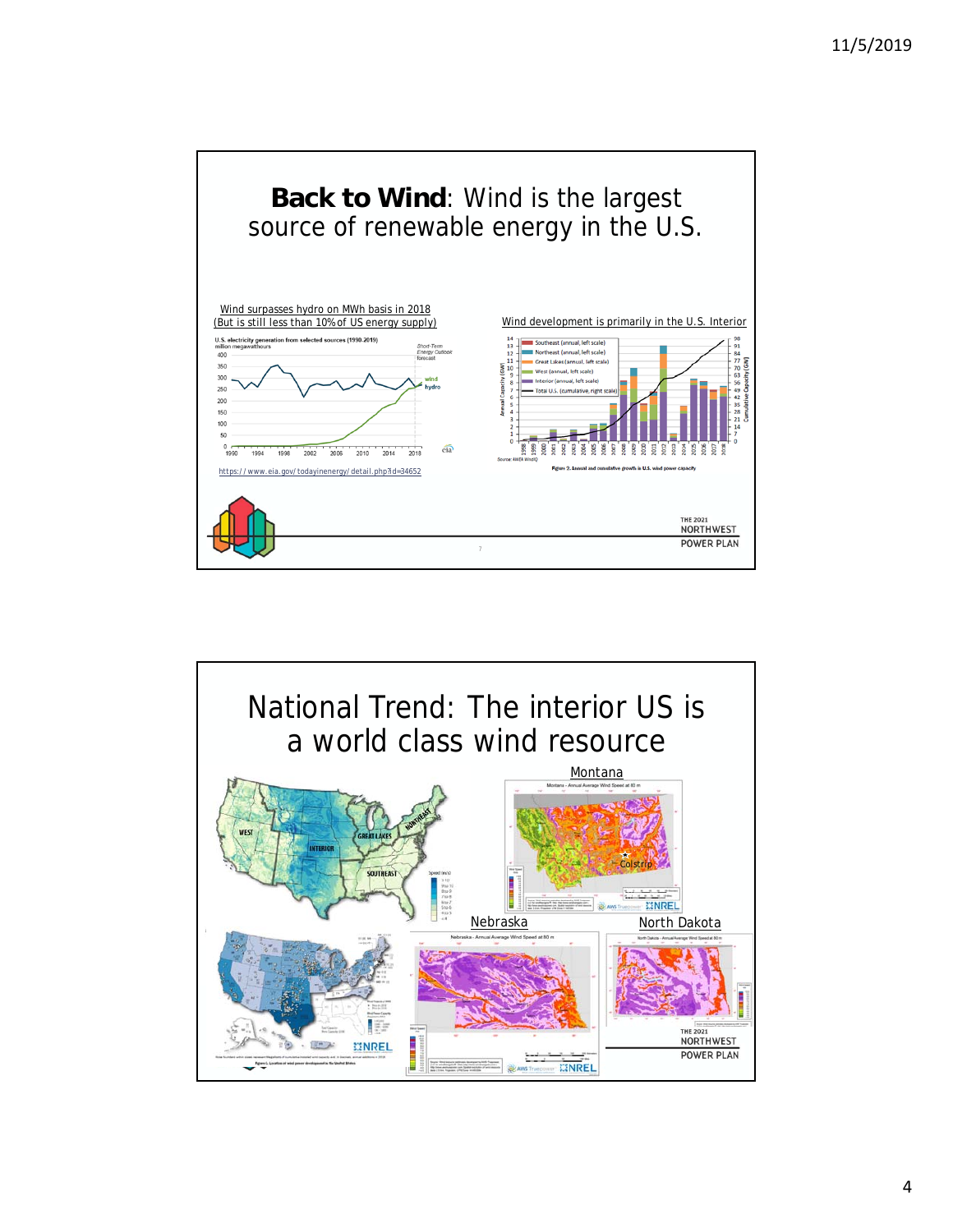## **Back to Wind**: Wind is the largest source of renewable energy in the U.S.

Wind surpasses hydro on MWh basis in 2018
(But is still less than 10% of US energy supply)

U.S. electricity generation from selected sources (1990-2019)
million megawatthours

Short-Term Energy Outlook forecast

400
350
300
250
200
150
100
50
0

1990 1994 1998 2002 2006 2010 2014 2018

wind
hydro

eia

https://www.eia.gov/todayinenergy/detail.php?id=34652

Wind development is primarily in the U.S. Interior

Southeast (annual, left scale)
Northeast (annual, left scale)
Great Lakes (annual, left scale)
West (annual, left scale)
Interior (annual, left scale)
Total U.S. (cumulative, right scale)

Annual Capacity (GW)
Cumulative Capacity (GW)

Source: AWEA WindIQ

Figure 2. Annual and cumulative growth in U.S. wind power capacity

THE 2021 NORTHWEST POWER PLAN

## National Trend: The interior US is a world class wind resource

WEST
INTERIOR
GREAT LAKES
NORTHEAST
SOUTHEAST

Montana

Montana - Annual Average Wind Speed at 80 m

Colstrip

Nebraska

Nebraska - Annual Average Wind Speed at 80 m

North Dakota

North Dakota - Annual Average Wind Speed at 80 m

NREL

Figure 1. Location of wind power development in the United States

THE 2021 NORTHWEST POWER PLAN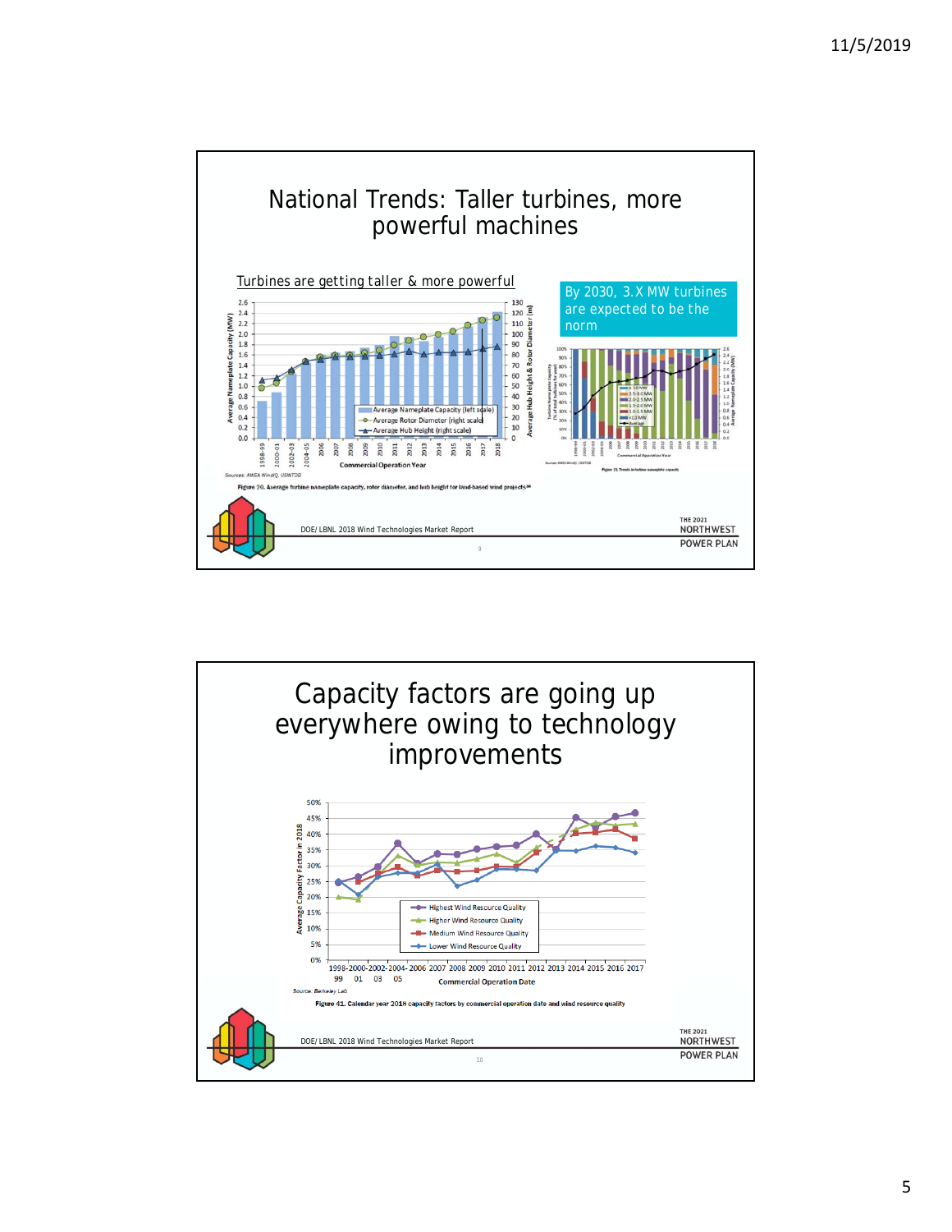## National Trends: Taller turbines, more powerful machines

Turbines are getting taller & more powerful

By 2030, 3.X MW turbines are expected to be the norm

Figure 20. Average turbine nameplate capacity, rotor diameter, and hub height for land-based wind projects

Figure 21. Trends in turbine nameplate capacity

DOE/ LBNL 2018 Wind Technologies Market Report

## Capacity factors are going up everywhere owing to technology improvements

Figure 41. Calendar year 2018 capacity factors by commercial operation date and wind resource quality

DOE/ LBNL 2018 Wind Technologies Market Report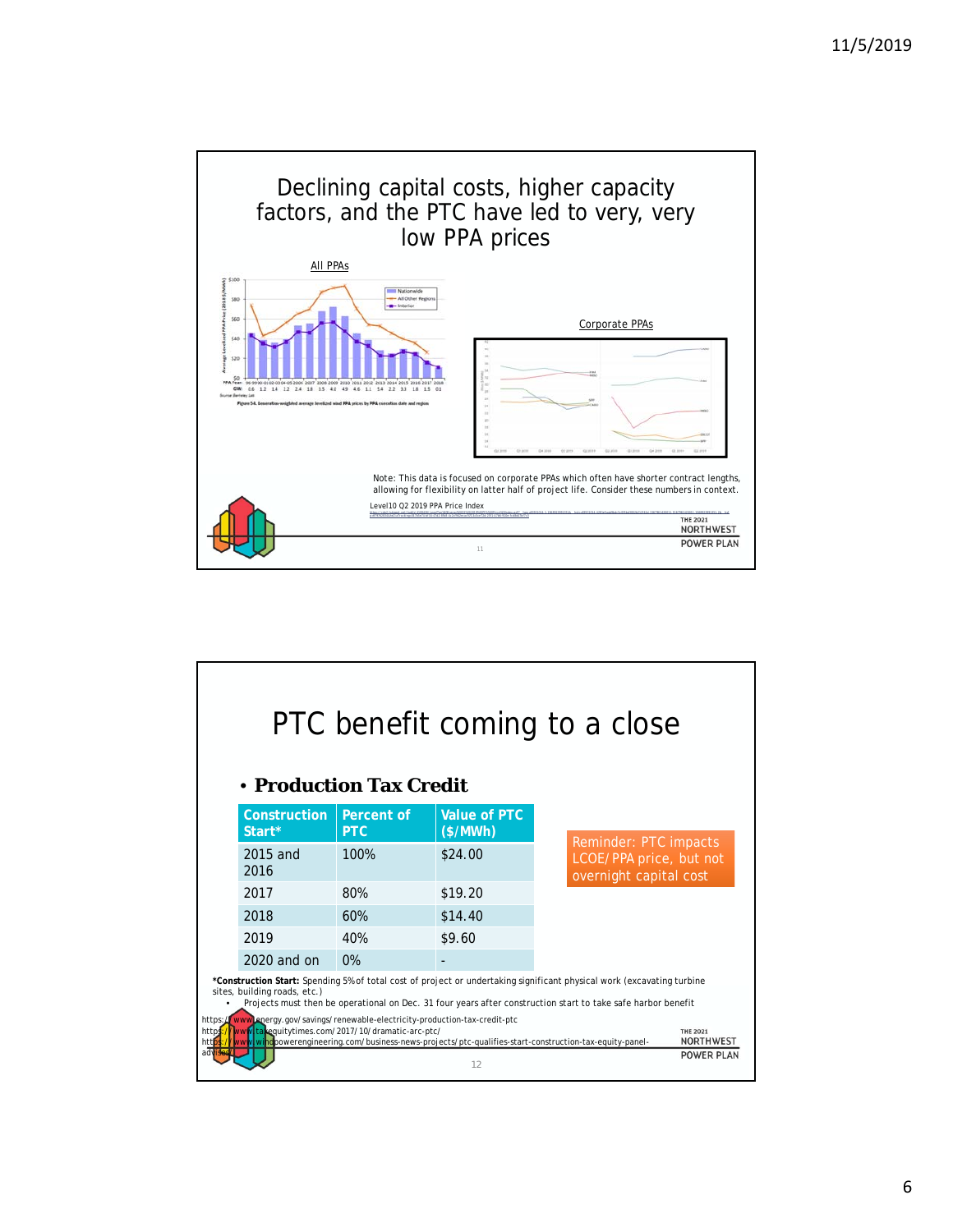# Declining capital costs, higher capacity factors, and the PTC have led to very, very low PPA prices

All PPAs

Figure 54. Generation-weighted average levelized wind PPA prices by PPA execution date and region

Nationwide
All Other Regions
Interior

Source: Berkeley Lab

Corporate PPAs

Note: This data is focused on corporate PPAs which often have shorter contract lengths, allowing for flexibility on latter half of project life. Consider these numbers in context.

Level10 Q2 2019 PPA Price Index

# PTC benefit coming to a close

- **Production Tax Credit**

| Construction Start* | Percent of PTC | Value of PTC ($/MWh) |
|---|---|---|
| 2015 and 2016 | 100% | $24.00 |
| 2017 | 80% | $19.20 |
| 2018 | 60% | $14.40 |
| 2019 | 40% | $9.60 |
| 2020 and on | 0% | - |

Reminder: PTC impacts LCOE/PPA price, but not overnight capital cost

***Construction Start:** Spending 5% of total cost of project or undertaking significant physical work (excavating turbine sites, building roads, etc.)

- Projects must then be operational on Dec. 31 four years after construction start to take safe harbor benefit

https://www.energy.gov/savings/renewable-electricity-production-tax-credit-ptc
https://www.taxequitytimes.com/2017/10/dramatic-arc-ptc/
https://www.windpowerengineering.com/business-news-projects/ptc-qualifies-start-construction-tax-equity-panel-advises/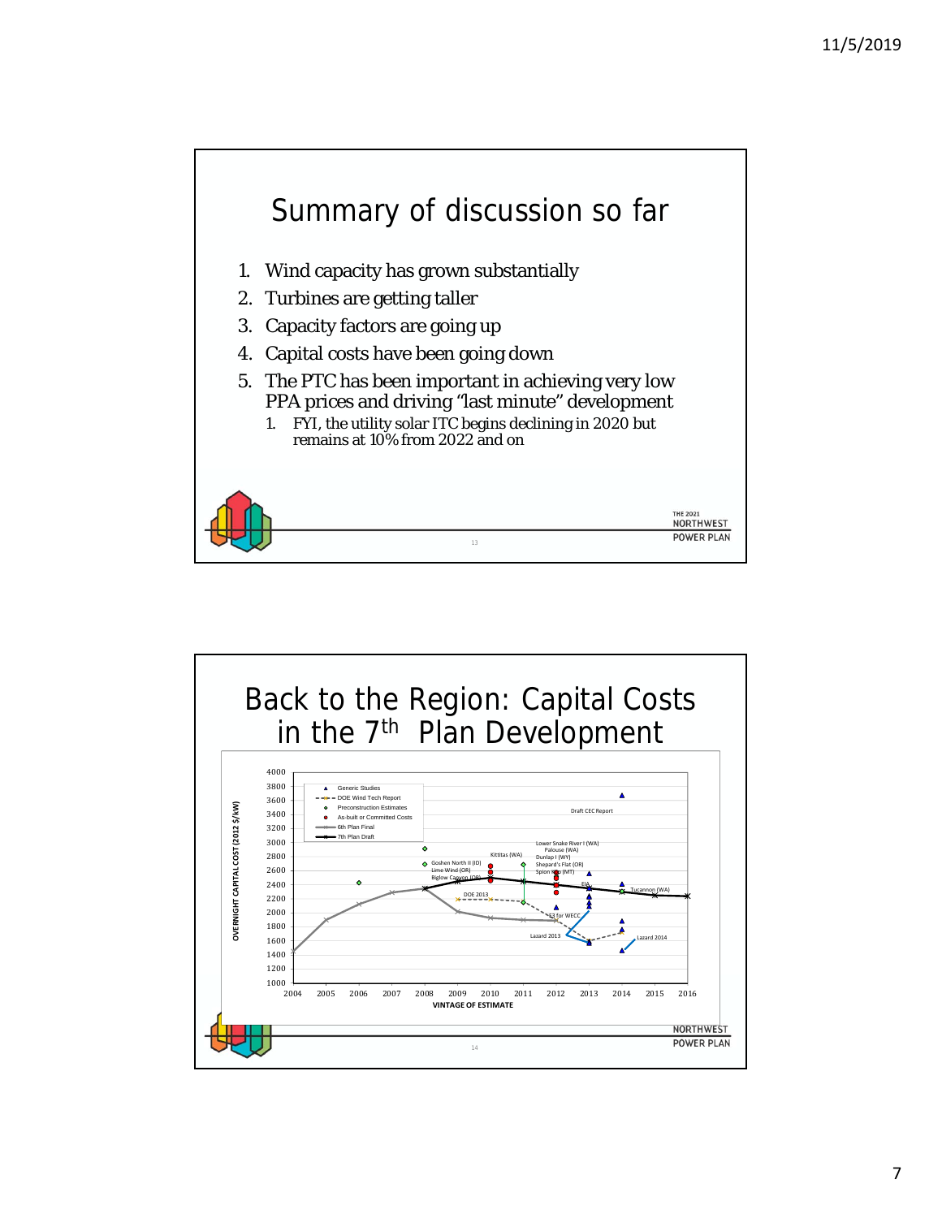# Summary of discussion so far

1. Wind capacity has grown substantially
2. Turbines are getting taller
3. Capacity factors are going up
4. Capital costs have been going down
5. The PTC has been important in achieving very low PPA prices and driving "last minute" development
   1. FYI, the utility solar ITC begins declining in 2020 but remains at 10% from 2022 and on

THE 2021 NORTHWEST POWER PLAN

# Back to the Region: Capital Costs in the 7th Plan Development

OVERNIGHT CAPITAL COST (2012 $/kW)

4000
3800
3600
3400
3200
3000
2800
2600
2400
2200
2000
1800
1600
1400
1200
1000

2004 2005 2006 2007 2008 2009 2010 2011 2012 2013 2014 2015 2016

VINTAGE OF ESTIMATE

Generic Studies
DOE Wind Tech Report
Preconstruction Estimates
As-built or Committed Costs
6th Plan Final
7th Plan Draft

Draft CEC Report
Lower Snake River I (WA)
Palouse (WA)
Dunlap I (WY)
Shepard's Flat (OR)
Spion Kop (MT)
Kittitas (WA)
Goshen North II (ID)
Lime Wind (OR)
Biglow Canyon (OR)
DOE 2013
EIA
Tucannon (WA)
E3 for WECC
Lazard 2013
Lazard 2014

NORTHWEST POWER PLAN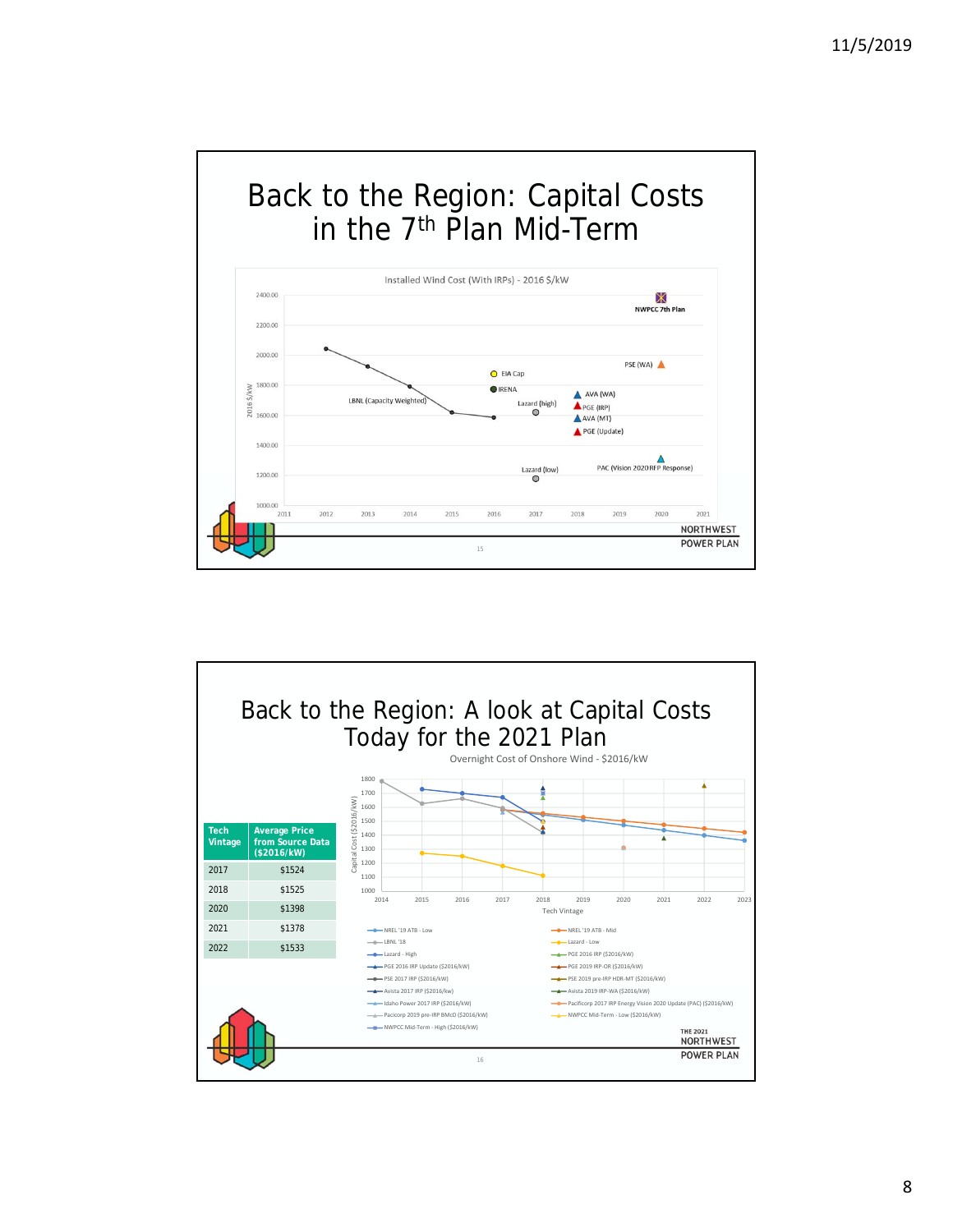# Back to the Region: Capital Costs in the 7th Plan Mid-Term

Installed Wind Cost (With IRPs) - 2016 $/kW

2400.00
2200.00
2000.00
1800.00
1600.00
1400.00
1200.00
1000.00

2016 $/kW

2011 2012 2013 2014 2015 2016 2017 2018 2019 2020 2021

NWPCC 7th Plan
PSE (WA)
EIA Cap
IRENA
LBNL (Capacity Weighted)
Lazard (high)
AVA (WA)
PGE (IRP)
AVA (MT)
PGE (Update)
Lazard (low)
PAC (Vision 2020 RFP Response)

NORTHWEST POWER PLAN

# Back to the Region: A look at Capital Costs Today for the 2021 Plan

| Tech Vintage | Average Price from Source Data ($2016/kW) |
|---|---|
| 2017 | $1524 |
| 2018 | $1525 |
| 2020 | $1398 |
| 2021 | $1378 |
| 2022 | $1533 |

Overnight Cost of Onshore Wind - $2016/kW

1800
1700
1600
1500
1400
1300
1200
1100
1000

Capital Cost ($2016/kW)

2014 2015 2016 2017 2018 2019 2020 2021 2022 2023

Tech Vintage

NREL '19 ATB - Low
NREL '19 ATB - Mid
LBNL '18
Lazard - Low
Lazard - High
PGE 2016 IRP ($2016/kW)
PGE 2016 IRP Update ($2016/kW)
PGE 2019 IRP-OR ($2016/kW)
PSE 2017 IRP ($2016/kW)
PSE 2019 pre-IRP HDR-MT ($2016/kW)
Avista 2017 IRP ($2016/kw)
Avista 2019 IRP-WA ($2016/kW)
Idaho Power 2017 IRP ($2016/kW)
Pacificorp 2017 IRP Energy Vision 2020 Update (PAC) ($2016/kW)
Pacicorp 2019 pre-IRP BMcD ($2016/kW)
NWPCC Mid-Term - Low ($2016/kW)
NWPCC Mid-Term - High ($2016/kW)

THE 2021 NORTHWEST POWER PLAN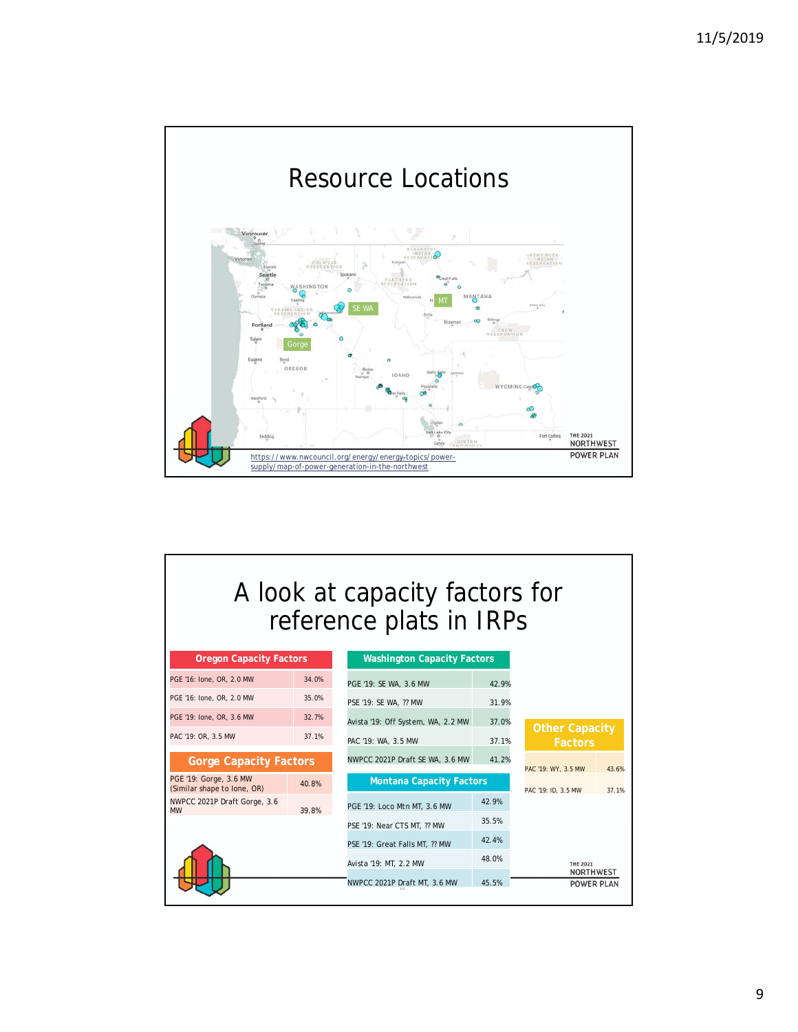## Resource Locations

SE WA

MT

Gorge

https://www.nwcouncil.org/energy/energy-topics/power-supply/map-of-power-generation-in-the-northwest

THE 2021 NORTHWEST POWER PLAN

## A look at capacity factors for reference plats in IRPs

| Oregon Capacity Factors | |
|---|---|
| PGE '16: Ione, OR, 2.0 MW | 34.0% |
| PGE '16: Ione, OR, 2.0 MW | 35.0% |
| PGE '19: Ione, OR, 3.6 MW | 32.7% |
| PAC '19: OR, 3.5 MW | 37.1% |

| Gorge Capacity Factors | |
|---|---|
| PGE '19: Gorge, 3.6 MW (Similar shape to Ione, OR) | 40.8% |
| NWPCC 2021P Draft Gorge, 3.6 MW | 39.8% |

| Washington Capacity Factors | |
|---|---|
| PGE '19: SE WA, 3.6 MW | 42.9% |
| PSE '19: SE WA, ?? MW | 31.9% |
| Avista '19: Off System, WA, 2.2 MW | 37.0% |
| PAC '19: WA, 3.5 MW | 37.1% |
| NWPCC 2021P Draft SE WA, 3.6 MW | 41.2% |

| Montana Capacity Factors | |
|---|---|
| PGE '19: Loco Mtn MT, 3.6 MW | 42.9% |
| PSE '19: Near CTS MT, ?? MW | 35.5% |
| PSE '19: Great Falls MT, ?? MW | 42.4% |
| Avista '19: MT, 2.2 MW | 48.0% |
| NWPCC 2021P Draft MT, 3.6 MW | 45.5% |

| Other Capacity Factors | |
|---|---|
| PAC '19: WY, 3.5 MW | 43.6% |
| PAC '19: ID, 3.5 MW | 37.1% |

THE 2021 NORTHWEST POWER PLAN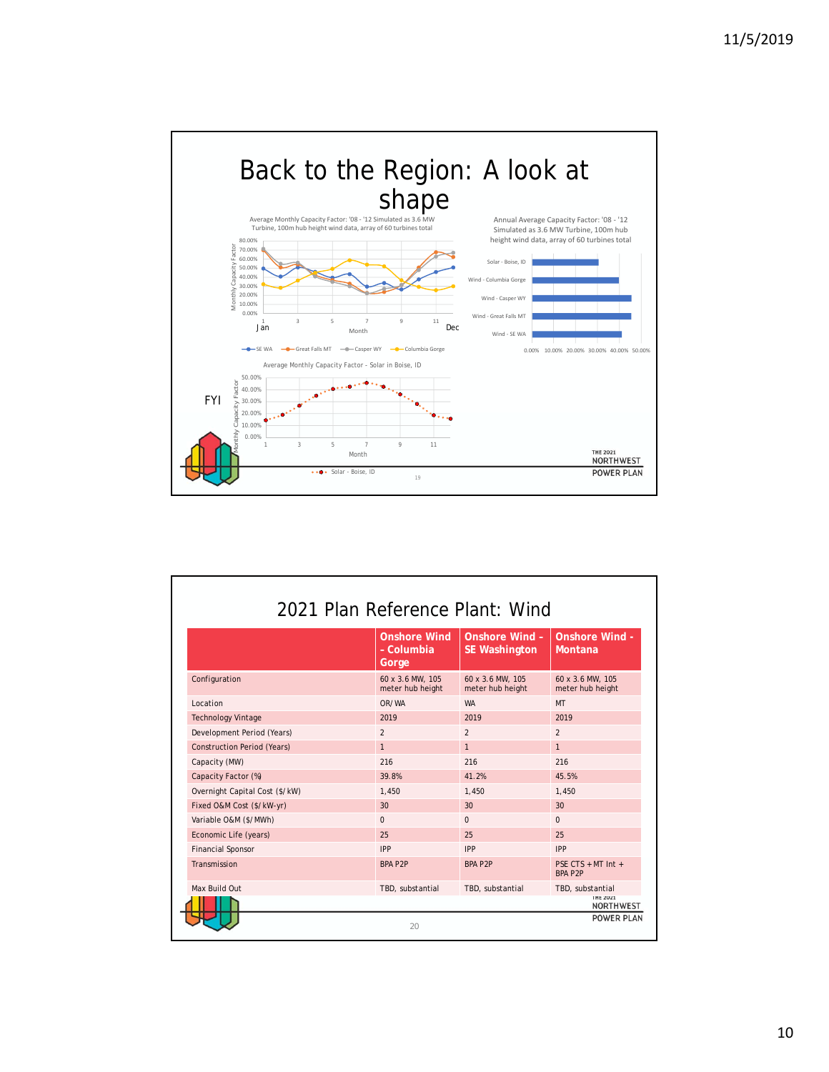## Back to the Region: A look at shape

Average Monthly Capacity Factor: '08 - '12 Simulated as 3.6 MW Turbine, 100m hub height wind data, array of 60 turbines total

Monthly Capacity Factor

80.00%
70.00%
60.00%
50.00%
40.00%
30.00%
20.00%
10.00%
0.00%

1 Jan 3 5 7 9 11 Dec

Month

SE WA — Great Falls MT — Casper WY — Columbia Gorge

Annual Average Capacity Factor: '08 - '12 Simulated as 3.6 MW Turbine, 100m hub height wind data, array of 60 turbines total

Solar - Boise, ID
Wind - Columbia Gorge
Wind - Casper WY
Wind - Great Falls MT
Wind - SE WA

0.00% 10.00% 20.00% 30.00% 40.00% 50.00%

Average Monthly Capacity Factor - Solar in Boise, ID

FYI

Monthly Capacity Factor

50.00%
40.00%
30.00%
20.00%
10.00%
0.00%

1 3 5 7 9 11

Month

Solar - Boise, ID

## 2021 Plan Reference Plant: Wind

| | Onshore Wind - Columbia Gorge | Onshore Wind - SE Washington | Onshore Wind - Montana |
|---|---|---|---|
| Configuration | 60 x 3.6 MW, 105 meter hub height | 60 x 3.6 MW, 105 meter hub height | 60 x 3.6 MW, 105 meter hub height |
| Location | OR/WA | WA | MT |
| Technology Vintage | 2019 | 2019 | 2019 |
| Development Period (Years) | 2 | 2 | 2 |
| Construction Period (Years) | 1 | 1 | 1 |
| Capacity (MW) | 216 | 216 | 216 |
| Capacity Factor (%) | 39.8% | 41.2% | 45.5% |
| Overnight Capital Cost ($/kW) | 1,450 | 1,450 | 1,450 |
| Fixed O&M Cost ($/kW-yr) | 30 | 30 | 30 |
| Variable O&M ($/MWh) | 0 | 0 | 0 |
| Economic Life (years) | 25 | 25 | 25 |
| Financial Sponsor | IPP | IPP | IPP |
| Transmission | BPA P2P | BPA P2P | PSE CTS + MT Int + BPA P2P |
| Max Build Out | TBD, substantial | TBD, substantial | TBD, substantial |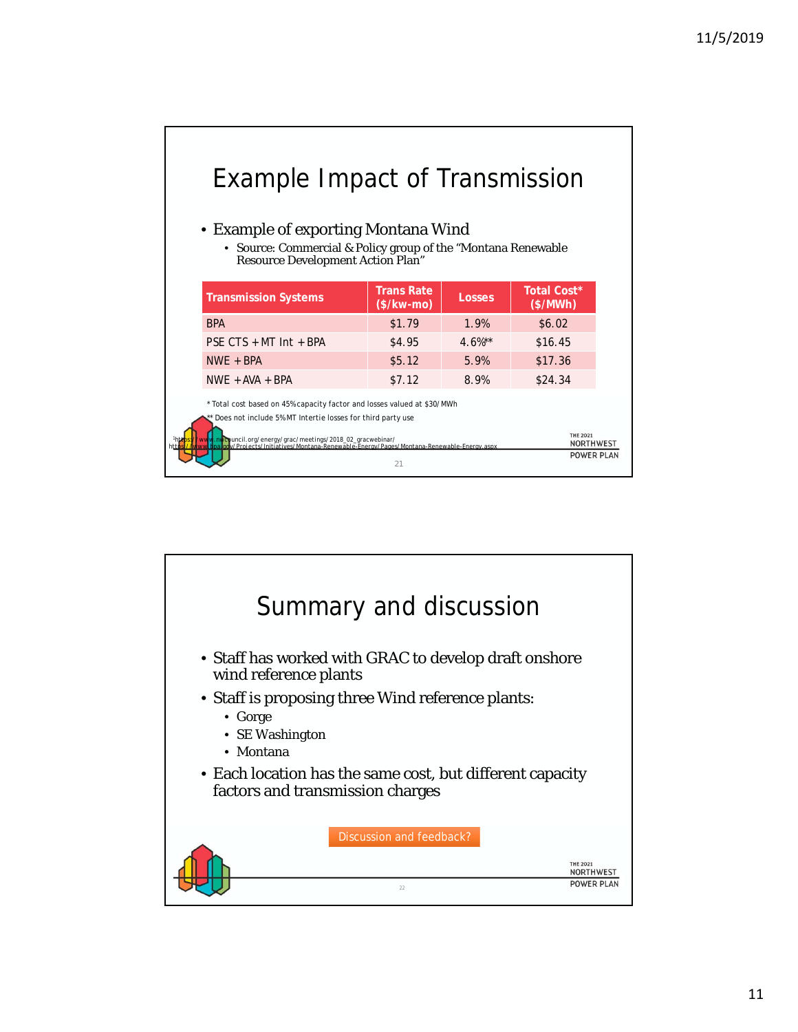# Example Impact of Transmission

- Example of exporting Montana Wind
  - Source: Commercial & Policy group of the "Montana Renewable Resource Development Action Plan"

| Transmission Systems | Trans Rate ($/kw-mo) | Losses | Total Cost* ($/MWh) |
|---|---|---|---|
| BPA | $1.79 | 1.9% | $6.02 |
| PSE CTS + MT Int + BPA | $4.95 | 4.6%** | $16.45 |
| NWE + BPA | $5.12 | 5.9% | $17.36 |
| NWE + AVA + BPA | $7.12 | 8.9% | $24.34 |

* Total cost based on 45% capacity factor and losses valued at $30/MWh

** Does not include 5% MT Intertie losses for third party use

[1]https://www.nwcouncil.org/energy/grac/meetings/2018_02_gracwebinar/
https://www.bpa.gov/Projects/Initiatives/Montana-Renewable-Energy/Pages/Montana-Renewable-Energy.aspx

# Summary and discussion

- Staff has worked with GRAC to develop draft onshore wind reference plants
- Staff is proposing three Wind reference plants:
  - Gorge
  - SE Washington
  - Montana
- Each location has the same cost, but different capacity factors and transmission charges

Discussion and feedback?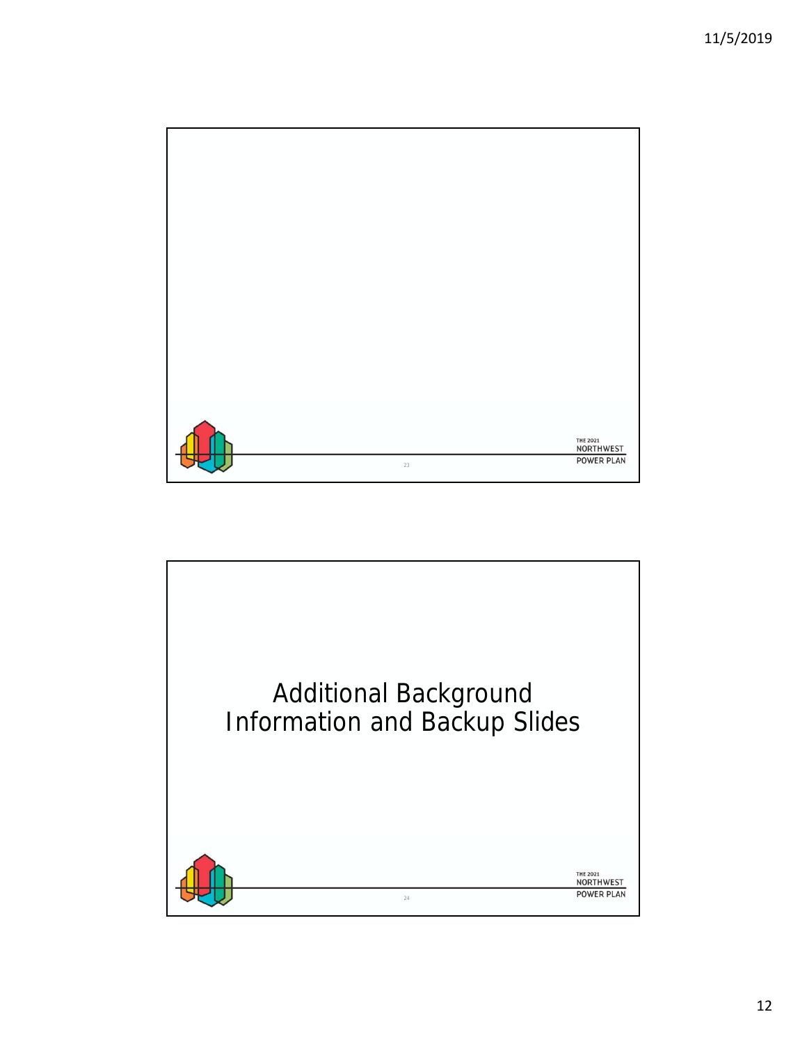# Additional Background Information and Backup Slides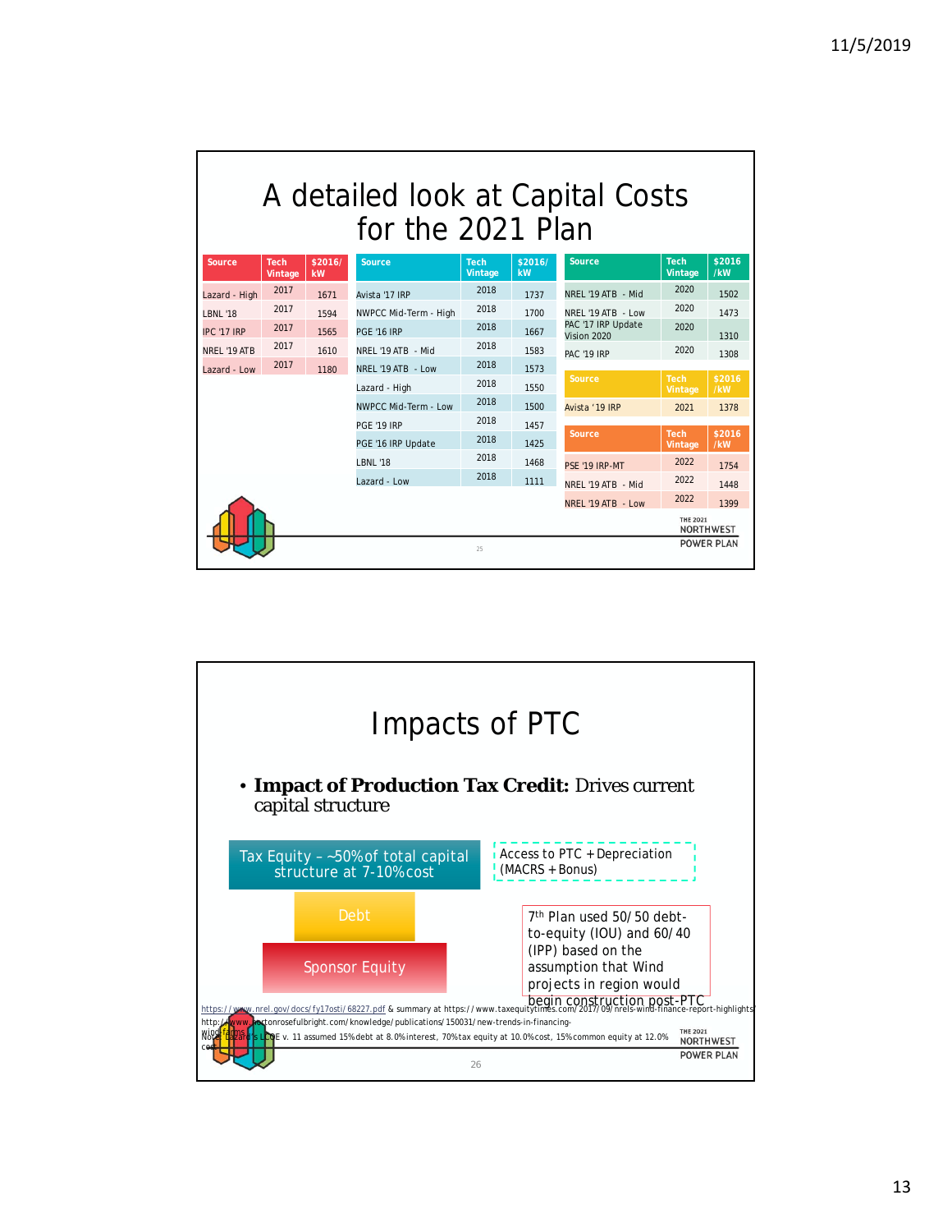# A detailed look at Capital Costs for the 2021 Plan

| Source | Tech Vintage | $2016/kW |
| --- | --- | --- |
| Lazard - High | 2017 | 1671 |
| LBNL '18 | 2017 | 1594 |
| IPC '17 IRP | 2017 | 1565 |
| NREL '19 ATB | 2017 | 1610 |
| Lazard - Low | 2017 | 1180 |

| Source | Tech Vintage | $2016/kW |
| --- | --- | --- |
| Avista '17 IRP | 2018 | 1737 |
| NWPCC Mid-Term - High | 2018 | 1700 |
| PGE '16 IRP | 2018 | 1667 |
| NREL '19 ATB - Mid | 2018 | 1583 |
| NREL '19 ATB - Low | 2018 | 1573 |
| Lazard - High | 2018 | 1550 |
| NWPCC Mid-Term - Low | 2018 | 1500 |
| PGE '19 IRP | 2018 | 1457 |
| PGE '16 IRP Update | 2018 | 1425 |
| LBNL '18 | 2018 | 1468 |
| Lazard - Low | 2018 | 1111 |

| Source | Tech Vintage | $2016/kW |
| --- | --- | --- |
| NREL '19 ATB - Mid | 2020 | 1502 |
| NREL '19 ATB - Low | 2020 | 1473 |
| PAC '17 IRP Update Vision 2020 | 2020 | 1310 |
| PAC '19 IRP | 2020 | 1308 |

| Source | Tech Vintage | $2016/kW |
| --- | --- | --- |
| Avista '19 IRP | 2021 | 1378 |

| Source | Tech Vintage | $2016/kW |
| --- | --- | --- |
| PSE '19 IRP-MT | 2022 | 1754 |
| NREL '19 ATB - Mid | 2022 | 1448 |
| NREL '19 ATB - Low | 2022 | 1399 |

# Impacts of PTC

- **Impact of Production Tax Credit:** Drives current capital structure

Tax Equity – ~50% of total capital structure at 7-10% cost

Access to PTC + Depreciation (MACRS + Bonus)

Debt

Sponsor Equity

7th Plan used 50/50 debt-to-equity (IOU) and 60/40 (IPP) based on the assumption that Wind projects in region would begin construction post-PTC

https://www.nrel.gov/docs/fy17osti/68227.pdf & summary at https://www.taxequitytimes.com/2017/09/nrels-wind-finance-report-highlights/

http://www.nortonrosefulbright.com/knowledge/publications/150031/new-trends-in-financing-wind-farms

Note: Lazard's LCOE v. 11 assumed 15% debt at 8.0% interest, 70% tax equity at 10.0% cost, 15% common equity at 12.0% cost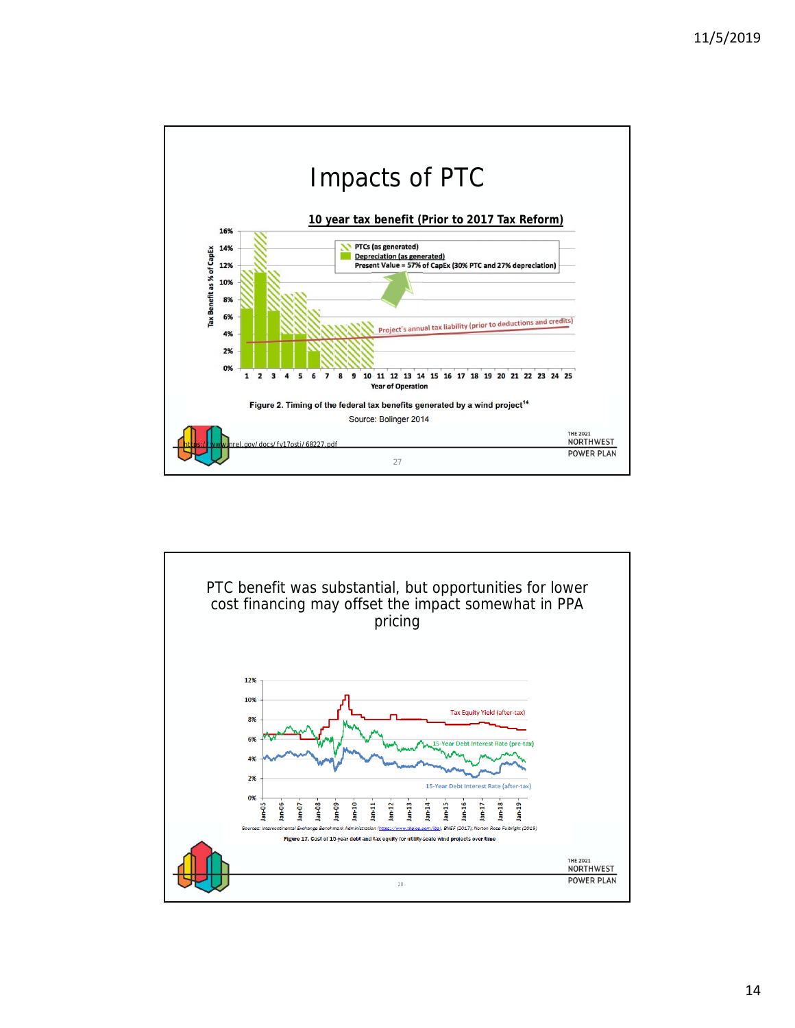# Impacts of PTC

**10 year tax benefit (Prior to 2017 Tax Reform)**

Tax Benefit as % of CapEx

16%
14%
12%
10%
8%
6%
4%
2%
0%

PTCs (as generated)
Depreciation (as generated)
Present Value = 57% of CapEx (30% PTC and 27% depreciation)

Project's annual tax liability (prior to deductions and credits)

1 2 3 4 5 6 7 8 9 10 11 12 13 14 15 16 17 18 19 20 21 22 23 24 25

Year of Operation

**Figure 2. Timing of the federal tax benefits generated by a wind project**[14]

Source: Bolinger 2014

https://www.nrel.gov/docs/fy17osti/68227.pdf

# PTC benefit was substantial, but opportunities for lower cost financing may offset the impact somewhat in PPA pricing

12%
10%
8%
6%
4%
2%
0%

Tax Equity Yield (after-tax)

15-Year Debt Interest Rate (pre-tax)

15-Year Debt Interest Rate (after-tax)

Jan-05 Jan-06 Jan-07 Jan-08 Jan-09 Jan-10 Jan-11 Jan-12 Jan-13 Jan-14 Jan-15 Jan-16 Jan-17 Jan-18 Jan-19

*Sources: Intercontinental Exchange Benchmark Administration (https://www.theice.com/iba), BNEF (2017), Norton Rose Fulbright (2019)*

**Figure 17. Cost of 15-year debt and tax equity for utility-scale wind projects over time**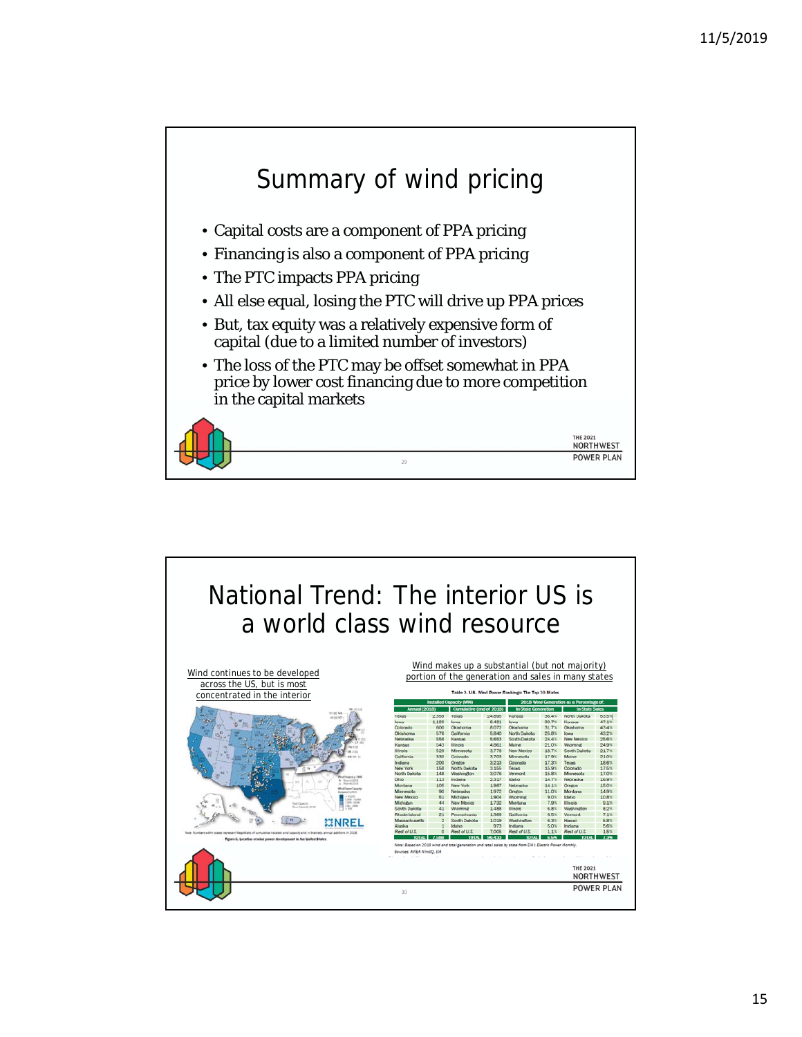## Summary of wind pricing

- Capital costs are a component of PPA pricing
- Financing is also a component of PPA pricing
- The PTC impacts PPA pricing
- All else equal, losing the PTC will drive up PPA prices
- But, tax equity was a relatively expensive form of capital (due to a limited number of investors)
- The loss of the PTC may be offset somewhat in PPA price by lower cost financing due to more competition in the capital markets

## National Trend: The interior US is a world class wind resource

Wind continues to be developed across the US, but is most concentrated in the interior

Wind makes up a substantial (but not majority) portion of the generation and sales in many states

Table 2. U.S. Wind Power Rankings: The Top 20 States

| Installed Capacity (MW) | | | | 2018 Wind Generation as a Percentage of: | | | |
|---|---|---|---|---|---|---|---|
| Annual (2018) | | Cumulative (end of 2018) | | In-State Generation | | In-State Sales | |
| Texas | 2,359 | Texas | 24,895 | Kansas | 36.4% | North Dakota | 53.5% |
| Iowa | 1,120 | Iowa | 8,421 | Iowa | 33.7% | Kansas | 47.1% |
| Colorado | 600 | Oklahoma | 8,072 | Oklahoma | 31.7% | Oklahoma | 43.4% |
| Oklahoma | 576 | California | 5,840 | North Dakota | 25.8% | Iowa | 43.2% |
| Nebraska | 558 | Kansas | 5,653 | South Dakota | 24.4% | New Mexico | 25.6% |
| Kansas | 543 | Illinois | 4,861 | Maine | 21.0% | Wyoming | 24.9% |
| Illinois | 529 | Minnesota | 3,775 | New Mexico | 18.7% | South Dakota | 21.7% |
| California | 330 | Colorado | 3,703 | Minnesota | 17.6% | Maine | 21.0% |
| Indiana | 200 | Oregon | 3,213 | Colorado | 17.3% | Texas | 18.6% |
| New York | 158 | North Dakota | 3,155 | Texas | 15.9% | Colorado | 17.5% |
| North Dakota | 148 | Washington | 3,076 | Vermont | 15.8% | Minnesota | 17.0% |
| Ohio | 112 | Indiana | 2,317 | Idaho | 14.7% | Nebraska | 16.9% |
| Montana | 106 | New York | 1,987 | Nebraska | 14.1% | Oregon | 15.0% |
| Minnesota | 90 | Nebraska | 1,972 | Oregon | 11.0% | Montana | 14.9% |
| New Mexico | 51 | Michigan | 1,904 | Wyoming | 9.0% | Idaho | 10.8% |
| Michigan | 44 | New Mexico | 1,732 | Montana | 7.9% | Illinois | 9.1% |
| South Dakota | 41 | Wyoming | 1,488 | Illinois | 6.8% | Washington | 8.2% |
| Rhode Island | 21 | Pennsylvania | 1,369 | California | 6.5% | Vermont | 7.1% |
| Massachusetts | 2 | South Dakota | 1,019 | Washington | 6.3% | Hawaii | 6.8% |
| Alaska | 1 | Idaho | 973 | Indiana | 5.0% | Indiana | 5.6% |
| Rest of U.S. | 0 | Rest of U.S. | 7,005 | Rest of U.S. | 1.1% | Rest of U.S. | 1.5% |
| TOTAL | 7,588 | TOTAL | 96,433 | TOTAL | 6.5% | TOTAL | 7.3% |

Note: Based on 2018 wind and total generation and retail sales by state from EIA's Electric Power Monthly.
Sources: AWEA WindIQ, EIA

NREL

Figure 6. Location of wind power development in the United States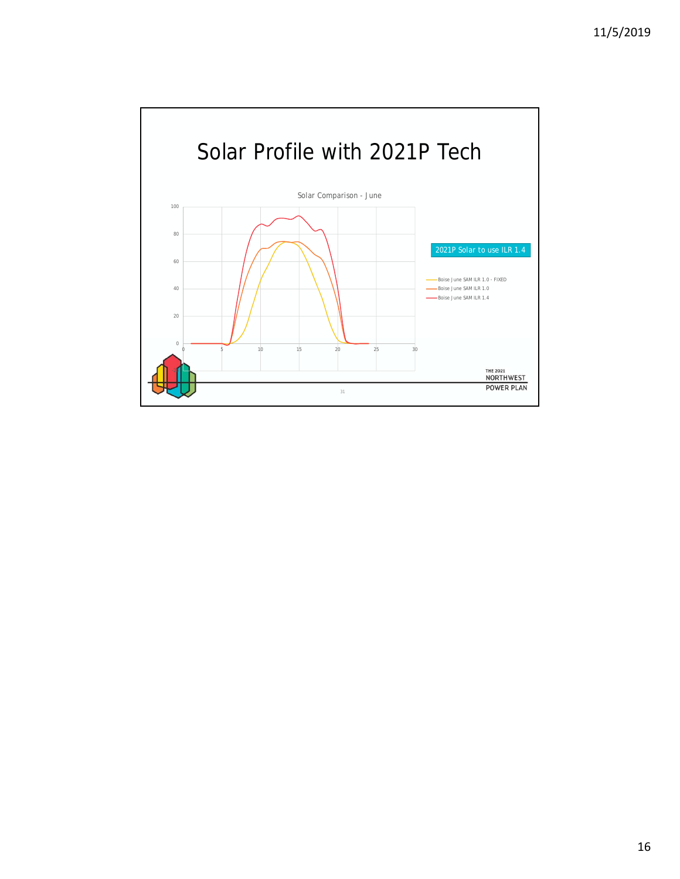# Solar Profile with 2021P Tech

Solar Comparison - June

100
80
60
40
20
0

0 5 10 15 20 25 30

2021P Solar to use ILR 1.4

Boise June SAM ILR 1.0 - FIXED
Boise June SAM ILR 1.0
Boise June SAM ILR 1.4

THE 2021 NORTHWEST POWER PLAN